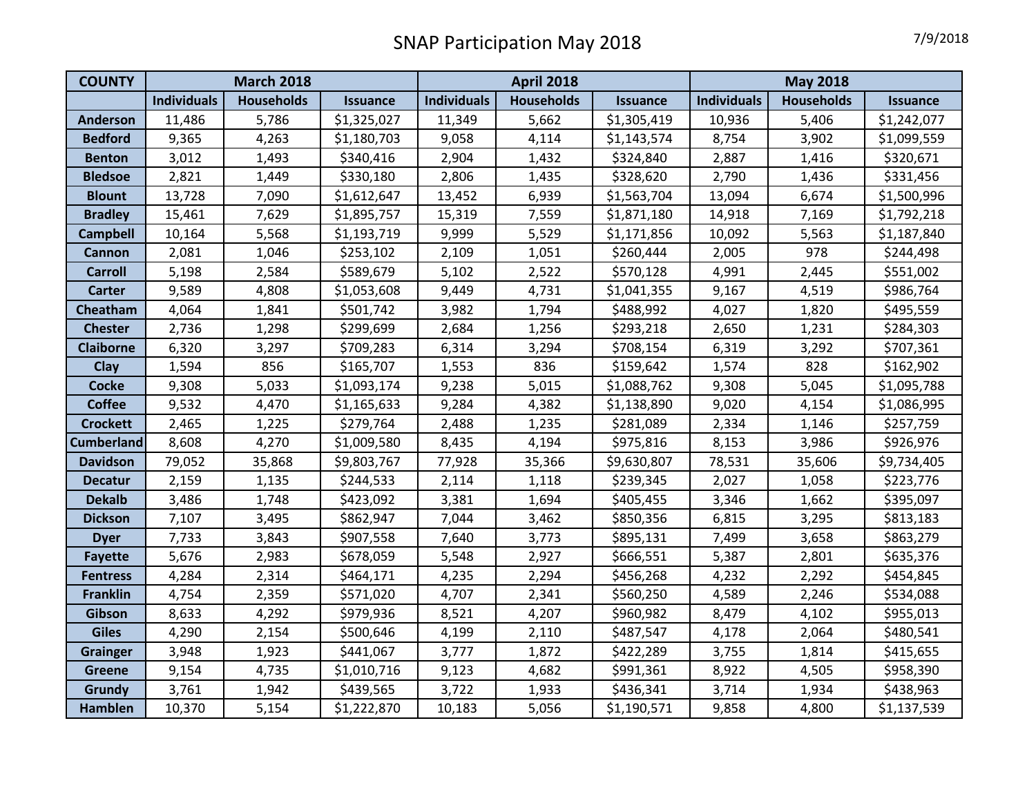# SNAP Participation May 2018

7/9/2018

| COUNTY | March 2018 | | | April 2018 | | | May 2018 | | |
|---|---|---|---|---|---|---|---|---|---|
| | Individuals | Households | Issuance | Individuals | Households | Issuance | Individuals | Households | Issuance |
| Anderson | 11,486 | 5,786 | $1,325,027 | 11,349 | 5,662 | $1,305,419 | 10,936 | 5,406 | $1,242,077 |
| Bedford | 9,365 | 4,263 | $1,180,703 | 9,058 | 4,114 | $1,143,574 | 8,754 | 3,902 | $1,099,559 |
| Benton | 3,012 | 1,493 | $340,416 | 2,904 | 1,432 | $324,840 | 2,887 | 1,416 | $320,671 |
| Bledsoe | 2,821 | 1,449 | $330,180 | 2,806 | 1,435 | $328,620 | 2,790 | 1,436 | $331,456 |
| Blount | 13,728 | 7,090 | $1,612,647 | 13,452 | 6,939 | $1,563,704 | 13,094 | 6,674 | $1,500,996 |
| Bradley | 15,461 | 7,629 | $1,895,757 | 15,319 | 7,559 | $1,871,180 | 14,918 | 7,169 | $1,792,218 |
| Campbell | 10,164 | 5,568 | $1,193,719 | 9,999 | 5,529 | $1,171,856 | 10,092 | 5,563 | $1,187,840 |
| Cannon | 2,081 | 1,046 | $253,102 | 2,109 | 1,051 | $260,444 | 2,005 | 978 | $244,498 |
| Carroll | 5,198 | 2,584 | $589,679 | 5,102 | 2,522 | $570,128 | 4,991 | 2,445 | $551,002 |
| Carter | 9,589 | 4,808 | $1,053,608 | 9,449 | 4,731 | $1,041,355 | 9,167 | 4,519 | $986,764 |
| Cheatham | 4,064 | 1,841 | $501,742 | 3,982 | 1,794 | $488,992 | 4,027 | 1,820 | $495,559 |
| Chester | 2,736 | 1,298 | $299,699 | 2,684 | 1,256 | $293,218 | 2,650 | 1,231 | $284,303 |
| Claiborne | 6,320 | 3,297 | $709,283 | 6,314 | 3,294 | $708,154 | 6,319 | 3,292 | $707,361 |
| Clay | 1,594 | 856 | $165,707 | 1,553 | 836 | $159,642 | 1,574 | 828 | $162,902 |
| Cocke | 9,308 | 5,033 | $1,093,174 | 9,238 | 5,015 | $1,088,762 | 9,308 | 5,045 | $1,095,788 |
| Coffee | 9,532 | 4,470 | $1,165,633 | 9,284 | 4,382 | $1,138,890 | 9,020 | 4,154 | $1,086,995 |
| Crockett | 2,465 | 1,225 | $279,764 | 2,488 | 1,235 | $281,089 | 2,334 | 1,146 | $257,759 |
| Cumberland | 8,608 | 4,270 | $1,009,580 | 8,435 | 4,194 | $975,816 | 8,153 | 3,986 | $926,976 |
| Davidson | 79,052 | 35,868 | $9,803,767 | 77,928 | 35,366 | $9,630,807 | 78,531 | 35,606 | $9,734,405 |
| Decatur | 2,159 | 1,135 | $244,533 | 2,114 | 1,118 | $239,345 | 2,027 | 1,058 | $223,776 |
| Dekalb | 3,486 | 1,748 | $423,092 | 3,381 | 1,694 | $405,455 | 3,346 | 1,662 | $395,097 |
| Dickson | 7,107 | 3,495 | $862,947 | 7,044 | 3,462 | $850,356 | 6,815 | 3,295 | $813,183 |
| Dyer | 7,733 | 3,843 | $907,558 | 7,640 | 3,773 | $895,131 | 7,499 | 3,658 | $863,279 |
| Fayette | 5,676 | 2,983 | $678,059 | 5,548 | 2,927 | $666,551 | 5,387 | 2,801 | $635,376 |
| Fentress | 4,284 | 2,314 | $464,171 | 4,235 | 2,294 | $456,268 | 4,232 | 2,292 | $454,845 |
| Franklin | 4,754 | 2,359 | $571,020 | 4,707 | 2,341 | $560,250 | 4,589 | 2,246 | $534,088 |
| Gibson | 8,633 | 4,292 | $979,936 | 8,521 | 4,207 | $960,982 | 8,479 | 4,102 | $955,013 |
| Giles | 4,290 | 2,154 | $500,646 | 4,199 | 2,110 | $487,547 | 4,178 | 2,064 | $480,541 |
| Grainger | 3,948 | 1,923 | $441,067 | 3,777 | 1,872 | $422,289 | 3,755 | 1,814 | $415,655 |
| Greene | 9,154 | 4,735 | $1,010,716 | 9,123 | 4,682 | $991,361 | 8,922 | 4,505 | $958,390 |
| Grundy | 3,761 | 1,942 | $439,565 | 3,722 | 1,933 | $436,341 | 3,714 | 1,934 | $438,963 |
| Hamblen | 10,370 | 5,154 | $1,222,870 | 10,183 | 5,056 | $1,190,571 | 9,858 | 4,800 | $1,137,539 |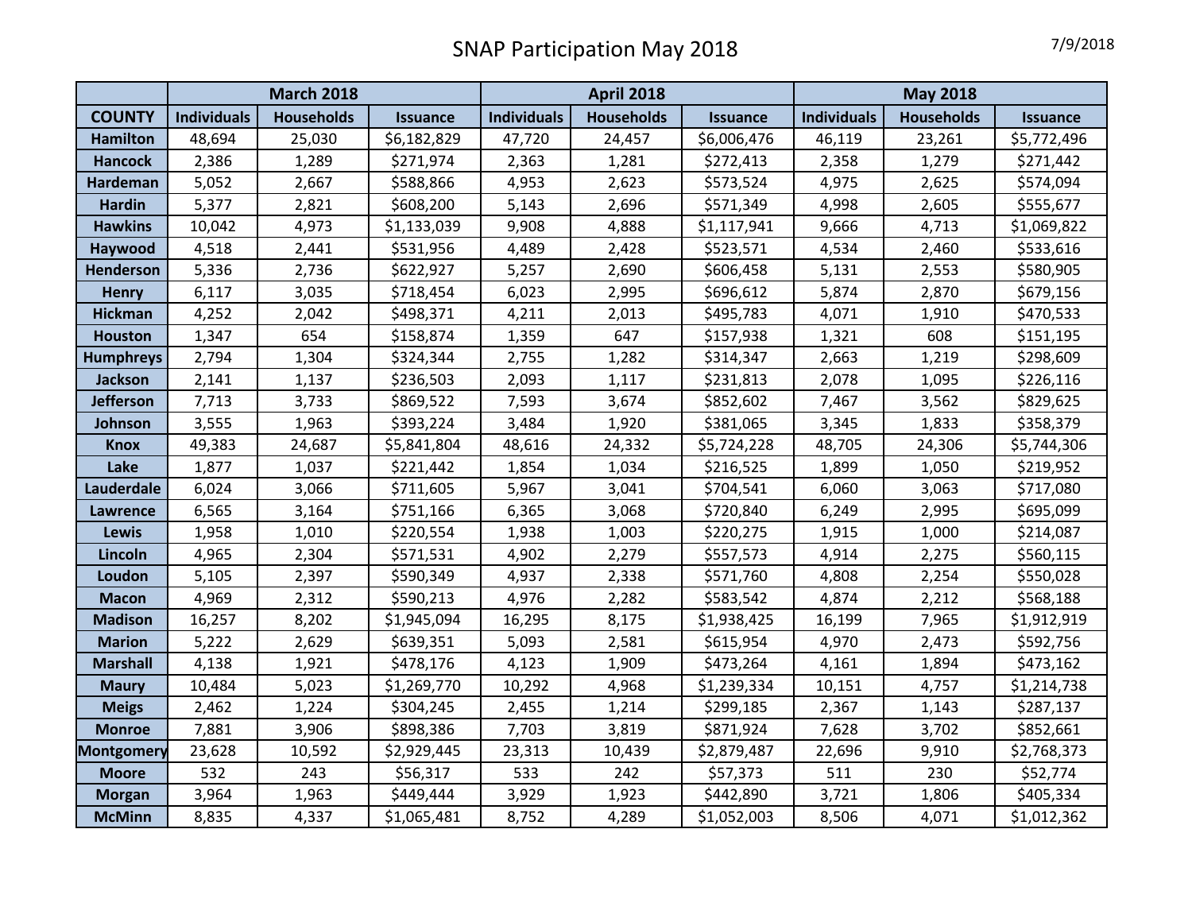# SNAP Participation May 2018

7/9/2018

| | March 2018 | | | April 2018 | | | May 2018 | | |
|---|---|---|---|---|---|---|---|---|---|
| COUNTY | Individuals | Households | Issuance | Individuals | Households | Issuance | Individuals | Households | Issuance |
| Hamilton | 48,694 | 25,030 | $6,182,829 | 47,720 | 24,457 | $6,006,476 | 46,119 | 23,261 | $5,772,496 |
| Hancock | 2,386 | 1,289 | $271,974 | 2,363 | 1,281 | $272,413 | 2,358 | 1,279 | $271,442 |
| Hardeman | 5,052 | 2,667 | $588,866 | 4,953 | 2,623 | $573,524 | 4,975 | 2,625 | $574,094 |
| Hardin | 5,377 | 2,821 | $608,200 | 5,143 | 2,696 | $571,349 | 4,998 | 2,605 | $555,677 |
| Hawkins | 10,042 | 4,973 | $1,133,039 | 9,908 | 4,888 | $1,117,941 | 9,666 | 4,713 | $1,069,822 |
| Haywood | 4,518 | 2,441 | $531,956 | 4,489 | 2,428 | $523,571 | 4,534 | 2,460 | $533,616 |
| Henderson | 5,336 | 2,736 | $622,927 | 5,257 | 2,690 | $606,458 | 5,131 | 2,553 | $580,905 |
| Henry | 6,117 | 3,035 | $718,454 | 6,023 | 2,995 | $696,612 | 5,874 | 2,870 | $679,156 |
| Hickman | 4,252 | 2,042 | $498,371 | 4,211 | 2,013 | $495,783 | 4,071 | 1,910 | $470,533 |
| Houston | 1,347 | 654 | $158,874 | 1,359 | 647 | $157,938 | 1,321 | 608 | $151,195 |
| Humphreys | 2,794 | 1,304 | $324,344 | 2,755 | 1,282 | $314,347 | 2,663 | 1,219 | $298,609 |
| Jackson | 2,141 | 1,137 | $236,503 | 2,093 | 1,117 | $231,813 | 2,078 | 1,095 | $226,116 |
| Jefferson | 7,713 | 3,733 | $869,522 | 7,593 | 3,674 | $852,602 | 7,467 | 3,562 | $829,625 |
| Johnson | 3,555 | 1,963 | $393,224 | 3,484 | 1,920 | $381,065 | 3,345 | 1,833 | $358,379 |
| Knox | 49,383 | 24,687 | $5,841,804 | 48,616 | 24,332 | $5,724,228 | 48,705 | 24,306 | $5,744,306 |
| Lake | 1,877 | 1,037 | $221,442 | 1,854 | 1,034 | $216,525 | 1,899 | 1,050 | $219,952 |
| Lauderdale | 6,024 | 3,066 | $711,605 | 5,967 | 3,041 | $704,541 | 6,060 | 3,063 | $717,080 |
| Lawrence | 6,565 | 3,164 | $751,166 | 6,365 | 3,068 | $720,840 | 6,249 | 2,995 | $695,099 |
| Lewis | 1,958 | 1,010 | $220,554 | 1,938 | 1,003 | $220,275 | 1,915 | 1,000 | $214,087 |
| Lincoln | 4,965 | 2,304 | $571,531 | 4,902 | 2,279 | $557,573 | 4,914 | 2,275 | $560,115 |
| Loudon | 5,105 | 2,397 | $590,349 | 4,937 | 2,338 | $571,760 | 4,808 | 2,254 | $550,028 |
| Macon | 4,969 | 2,312 | $590,213 | 4,976 | 2,282 | $583,542 | 4,874 | 2,212 | $568,188 |
| Madison | 16,257 | 8,202 | $1,945,094 | 16,295 | 8,175 | $1,938,425 | 16,199 | 7,965 | $1,912,919 |
| Marion | 5,222 | 2,629 | $639,351 | 5,093 | 2,581 | $615,954 | 4,970 | 2,473 | $592,756 |
| Marshall | 4,138 | 1,921 | $478,176 | 4,123 | 1,909 | $473,264 | 4,161 | 1,894 | $473,162 |
| Maury | 10,484 | 5,023 | $1,269,770 | 10,292 | 4,968 | $1,239,334 | 10,151 | 4,757 | $1,214,738 |
| Meigs | 2,462 | 1,224 | $304,245 | 2,455 | 1,214 | $299,185 | 2,367 | 1,143 | $287,137 |
| Monroe | 7,881 | 3,906 | $898,386 | 7,703 | 3,819 | $871,924 | 7,628 | 3,702 | $852,661 |
| Montgomery | 23,628 | 10,592 | $2,929,445 | 23,313 | 10,439 | $2,879,487 | 22,696 | 9,910 | $2,768,373 |
| Moore | 532 | 243 | $56,317 | 533 | 242 | $57,373 | 511 | 230 | $52,774 |
| Morgan | 3,964 | 1,963 | $449,444 | 3,929 | 1,923 | $442,890 | 3,721 | 1,806 | $405,334 |
| McMinn | 8,835 | 4,337 | $1,065,481 | 8,752 | 4,289 | $1,052,003 | 8,506 | 4,071 | $1,012,362 |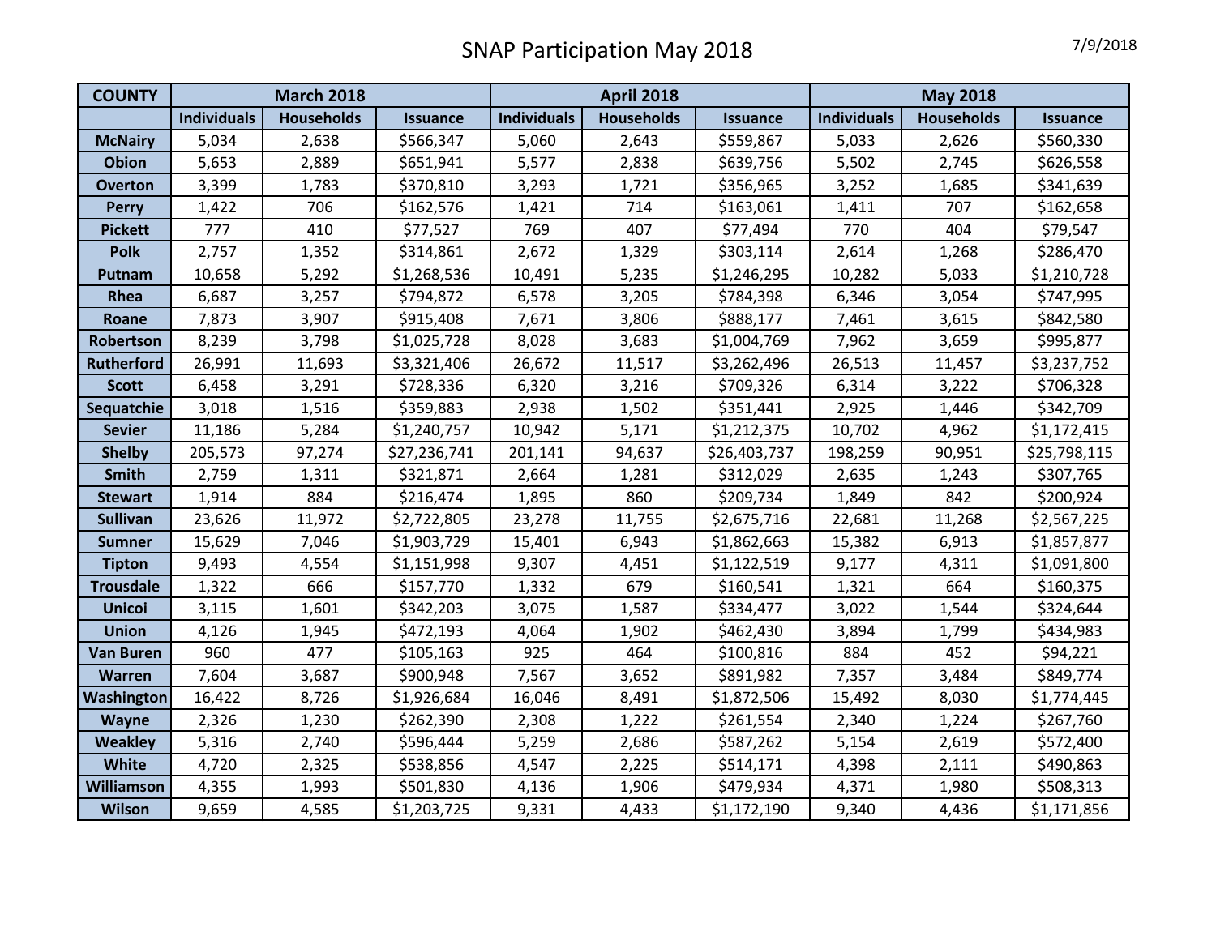# SNAP Participation May 2018

7/9/2018

| COUNTY | March 2018 | | | April 2018 | | | May 2018 | | |
|---|---|---|---|---|---|---|---|---|---|
| | Individuals | Households | Issuance | Individuals | Households | Issuance | Individuals | Households | Issuance |
| McNairy | 5,034 | 2,638 | $566,347 | 5,060 | 2,643 | $559,867 | 5,033 | 2,626 | $560,330 |
| Obion | 5,653 | 2,889 | $651,941 | 5,577 | 2,838 | $639,756 | 5,502 | 2,745 | $626,558 |
| Overton | 3,399 | 1,783 | $370,810 | 3,293 | 1,721 | $356,965 | 3,252 | 1,685 | $341,639 |
| Perry | 1,422 | 706 | $162,576 | 1,421 | 714 | $163,061 | 1,411 | 707 | $162,658 |
| Pickett | 777 | 410 | $77,527 | 769 | 407 | $77,494 | 770 | 404 | $79,547 |
| Polk | 2,757 | 1,352 | $314,861 | 2,672 | 1,329 | $303,114 | 2,614 | 1,268 | $286,470 |
| Putnam | 10,658 | 5,292 | $1,268,536 | 10,491 | 5,235 | $1,246,295 | 10,282 | 5,033 | $1,210,728 |
| Rhea | 6,687 | 3,257 | $794,872 | 6,578 | 3,205 | $784,398 | 6,346 | 3,054 | $747,995 |
| Roane | 7,873 | 3,907 | $915,408 | 7,671 | 3,806 | $888,177 | 7,461 | 3,615 | $842,580 |
| Robertson | 8,239 | 3,798 | $1,025,728 | 8,028 | 3,683 | $1,004,769 | 7,962 | 3,659 | $995,877 |
| Rutherford | 26,991 | 11,693 | $3,321,406 | 26,672 | 11,517 | $3,262,496 | 26,513 | 11,457 | $3,237,752 |
| Scott | 6,458 | 3,291 | $728,336 | 6,320 | 3,216 | $709,326 | 6,314 | 3,222 | $706,328 |
| Sequatchie | 3,018 | 1,516 | $359,883 | 2,938 | 1,502 | $351,441 | 2,925 | 1,446 | $342,709 |
| Sevier | 11,186 | 5,284 | $1,240,757 | 10,942 | 5,171 | $1,212,375 | 10,702 | 4,962 | $1,172,415 |
| Shelby | 205,573 | 97,274 | $27,236,741 | 201,141 | 94,637 | $26,403,737 | 198,259 | 90,951 | $25,798,115 |
| Smith | 2,759 | 1,311 | $321,871 | 2,664 | 1,281 | $312,029 | 2,635 | 1,243 | $307,765 |
| Stewart | 1,914 | 884 | $216,474 | 1,895 | 860 | $209,734 | 1,849 | 842 | $200,924 |
| Sullivan | 23,626 | 11,972 | $2,722,805 | 23,278 | 11,755 | $2,675,716 | 22,681 | 11,268 | $2,567,225 |
| Sumner | 15,629 | 7,046 | $1,903,729 | 15,401 | 6,943 | $1,862,663 | 15,382 | 6,913 | $1,857,877 |
| Tipton | 9,493 | 4,554 | $1,151,998 | 9,307 | 4,451 | $1,122,519 | 9,177 | 4,311 | $1,091,800 |
| Trousdale | 1,322 | 666 | $157,770 | 1,332 | 679 | $160,541 | 1,321 | 664 | $160,375 |
| Unicoi | 3,115 | 1,601 | $342,203 | 3,075 | 1,587 | $334,477 | 3,022 | 1,544 | $324,644 |
| Union | 4,126 | 1,945 | $472,193 | 4,064 | 1,902 | $462,430 | 3,894 | 1,799 | $434,983 |
| Van Buren | 960 | 477 | $105,163 | 925 | 464 | $100,816 | 884 | 452 | $94,221 |
| Warren | 7,604 | 3,687 | $900,948 | 7,567 | 3,652 | $891,982 | 7,357 | 3,484 | $849,774 |
| Washington | 16,422 | 8,726 | $1,926,684 | 16,046 | 8,491 | $1,872,506 | 15,492 | 8,030 | $1,774,445 |
| Wayne | 2,326 | 1,230 | $262,390 | 2,308 | 1,222 | $261,554 | 2,340 | 1,224 | $267,760 |
| Weakley | 5,316 | 2,740 | $596,444 | 5,259 | 2,686 | $587,262 | 5,154 | 2,619 | $572,400 |
| White | 4,720 | 2,325 | $538,856 | 4,547 | 2,225 | $514,171 | 4,398 | 2,111 | $490,863 |
| Williamson | 4,355 | 1,993 | $501,830 | 4,136 | 1,906 | $479,934 | 4,371 | 1,980 | $508,313 |
| Wilson | 9,659 | 4,585 | $1,203,725 | 9,331 | 4,433 | $1,172,190 | 9,340 | 4,436 | $1,171,856 |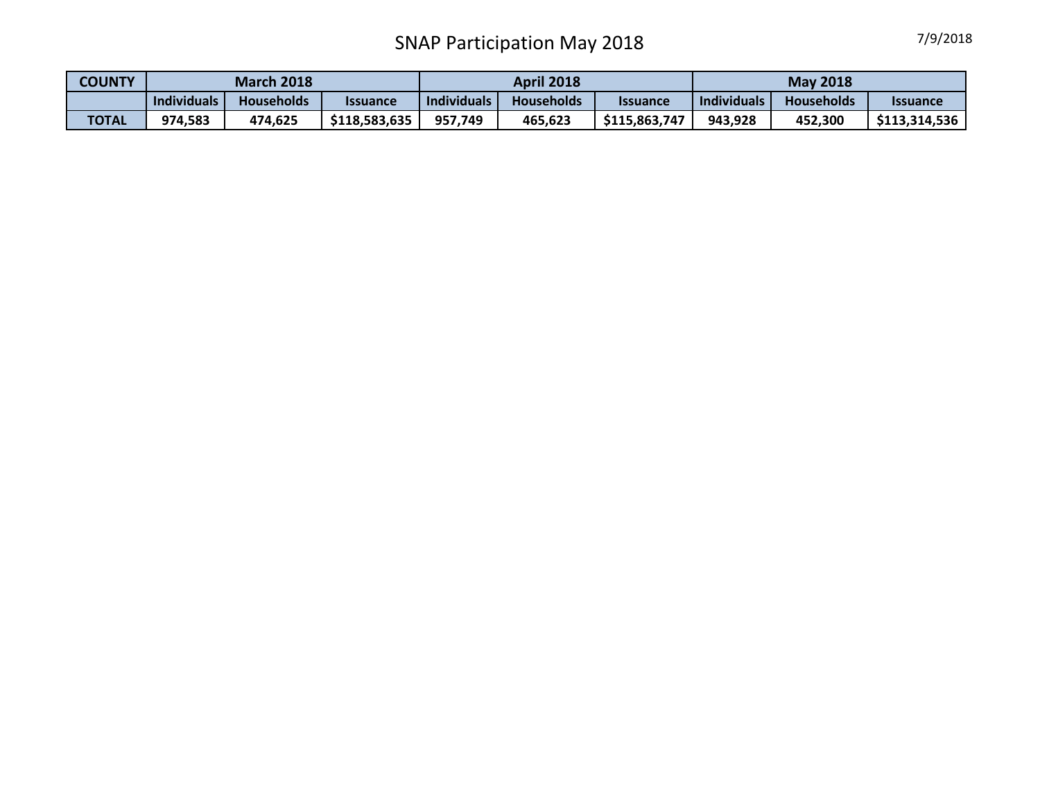# SNAP Participation May 2018

7/9/2018

| COUNTY | March 2018 | | | April 2018 | | | May 2018 | | |
|---|---|---|---|---|---|---|---|---|---|
| | Individuals | Households | Issuance | Individuals | Households | Issuance | Individuals | Households | Issuance |
| TOTAL | 974,583 | 474,625 | $118,583,635 | 957,749 | 465,623 | $115,863,747 | 943,928 | 452,300 | $113,314,536 |